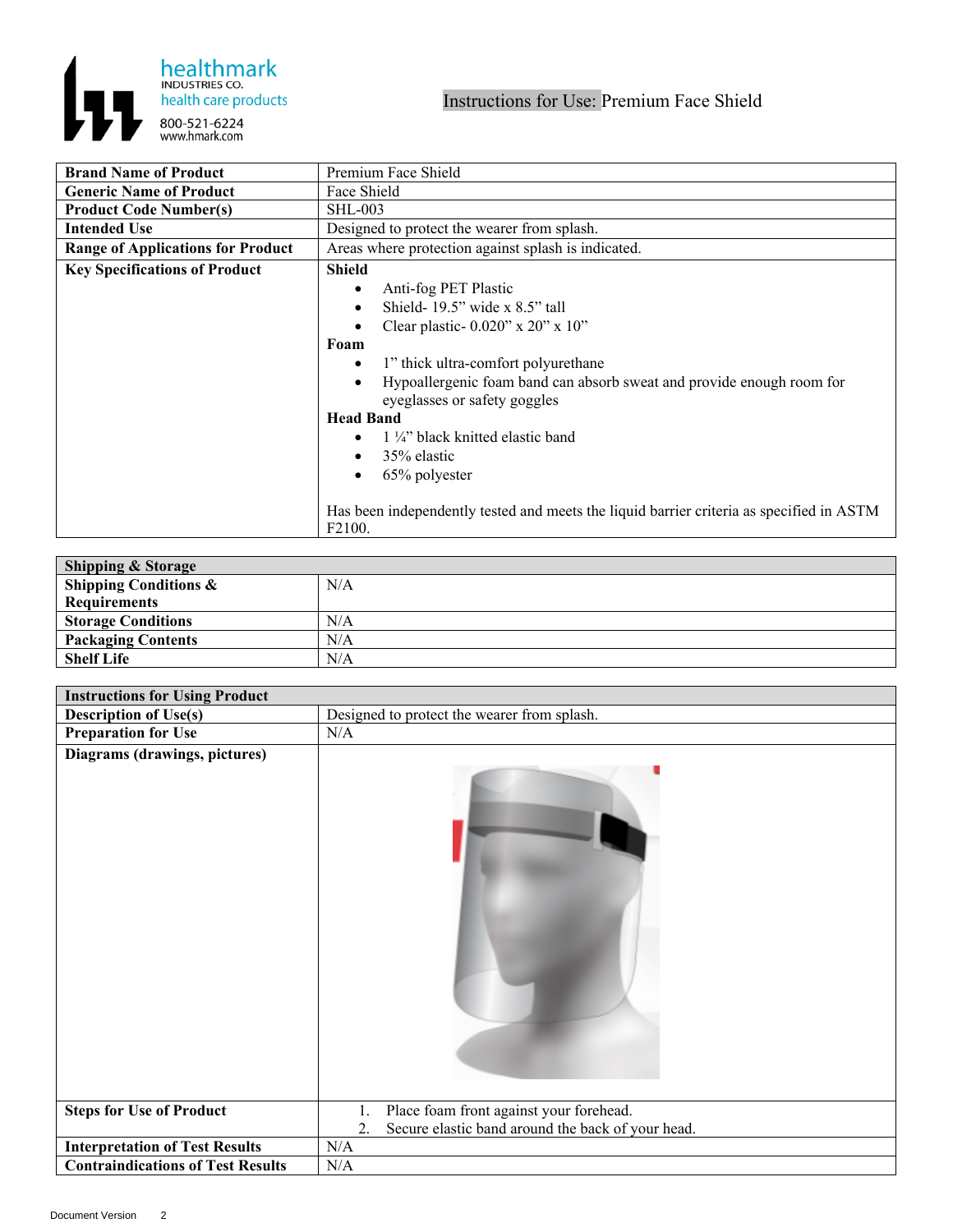healthmark
INDUSTRIES CO.
health care products
800-521-6224
www.hmark.com

# Instructions for Use: Premium Face Shield

| | |
|---|---|
| **Brand Name of Product** | Premium Face Shield |
| **Generic Name of Product** | Face Shield |
| **Product Code Number(s)** | SHL-003 |
| **Intended Use** | Designed to protect the wearer from splash. |
| **Range of Applications for Product** | Areas where protection against splash is indicated. |
| **Key Specifications of Product** | **Shield**<br>• Anti-fog PET Plastic<br>• Shield- 19.5" wide x 8.5" tall<br>• Clear plastic- 0.020" x 20" x 10"<br>**Foam**<br>• 1" thick ultra-comfort polyurethane<br>• Hypoallergenic foam band can absorb sweat and provide enough room for eyeglasses or safety goggles<br>**Head Band**<br>• 1 ¼" black knitted elastic band<br>• 35% elastic<br>• 65% polyester<br><br>Has been independently tested and meets the liquid barrier criteria as specified in ASTM F2100. |

| **Shipping & Storage** | |
|---|---|
| **Shipping Conditions & Requirements** | N/A |
| **Storage Conditions** | N/A |
| **Packaging Contents** | N/A |
| **Shelf Life** | N/A |

| **Instructions for Using Product** | |
|---|---|
| **Description of Use(s)** | Designed to protect the wearer from splash. |
| **Preparation for Use** | N/A |
| **Diagrams (drawings, pictures)** | |
| **Steps for Use of Product** | 1. Place foam front against your forehead.<br>2. Secure elastic band around the back of your head. |
| **Interpretation of Test Results** | N/A |
| **Contraindications of Test Results** | N/A |

Document Version 2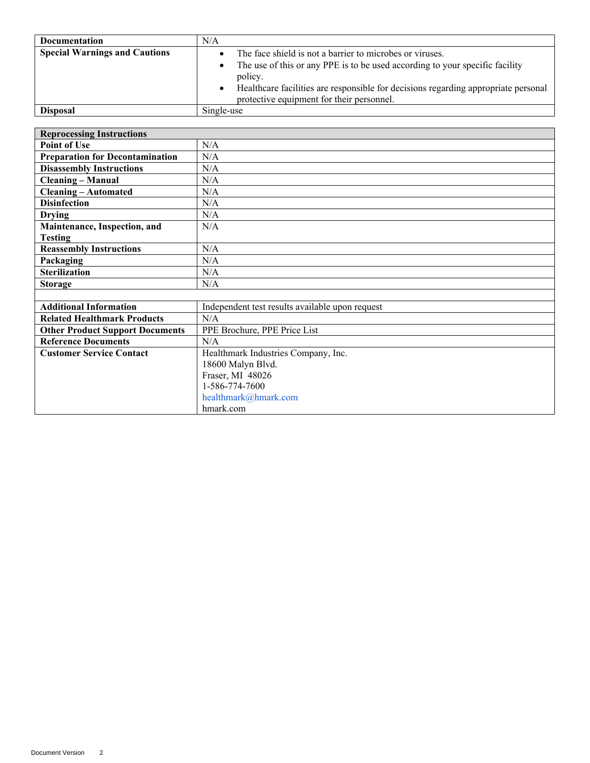| | |
|---|---|
| **Documentation** | N/A |
| **Special Warnings and Cautions** | • The face shield is not a barrier to microbes or viruses.<br>• The use of this or any PPE is to be used according to your specific facility policy.<br>• Healthcare facilities are responsible for decisions regarding appropriate personal protective equipment for their personnel. |
| **Disposal** | Single-use |

| **Reprocessing Instructions** | |
|---|---|
| **Point of Use** | N/A |
| **Preparation for Decontamination** | N/A |
| **Disassembly Instructions** | N/A |
| **Cleaning – Manual** | N/A |
| **Cleaning – Automated** | N/A |
| **Disinfection** | N/A |
| **Drying** | N/A |
| **Maintenance, Inspection, and Testing** | N/A |
| **Reassembly Instructions** | N/A |
| **Packaging** | N/A |
| **Sterilization** | N/A |
| **Storage** | N/A |
| | |
| **Additional Information** | Independent test results available upon request |
| **Related Healthmark Products** | N/A |
| **Other Product Support Documents** | PPE Brochure, PPE Price List |
| **Reference Documents** | N/A |
| **Customer Service Contact** | Healthmark Industries Company, Inc.<br>18600 Malyn Blvd.<br>Fraser, MI 48026<br>1-586-774-7600<br>healthmark@hmark.com<br>hmark.com |

Document Version 2